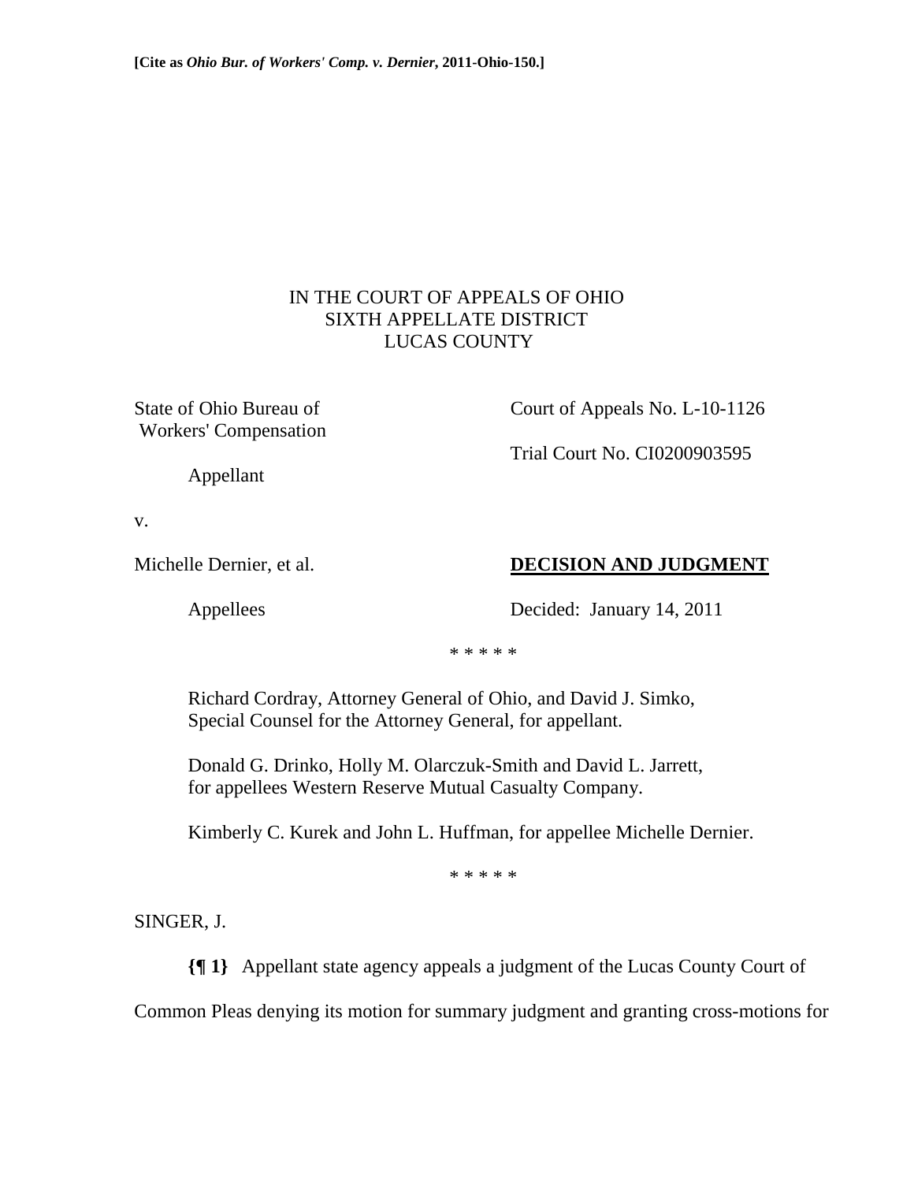**[Cite as *Ohio Bur. of Workers' Comp. v. Dernier*, 2011-Ohio-150.]**

IN THE COURT OF APPEALS OF OHIO
SIXTH APPELLATE DISTRICT
LUCAS COUNTY

State of Ohio Bureau of Workers' Compensation

Appellant

Court of Appeals No. L-10-1126

Trial Court No. CI0200903595

v.

Michelle Dernier, et al.

Appellees

**DECISION AND JUDGMENT**

Decided: January 14, 2011

\* \* \* \* \*

Richard Cordray, Attorney General of Ohio, and David J. Simko, Special Counsel for the Attorney General, for appellant.

Donald G. Drinko, Holly M. Olarczuk-Smith and David L. Jarrett, for appellees Western Reserve Mutual Casualty Company.

Kimberly C. Kurek and John L. Huffman, for appellee Michelle Dernier.

\* \* \* \* \*

SINGER, J.

**{¶ 1}** Appellant state agency appeals a judgment of the Lucas County Court of Common Pleas denying its motion for summary judgment and granting cross-motions for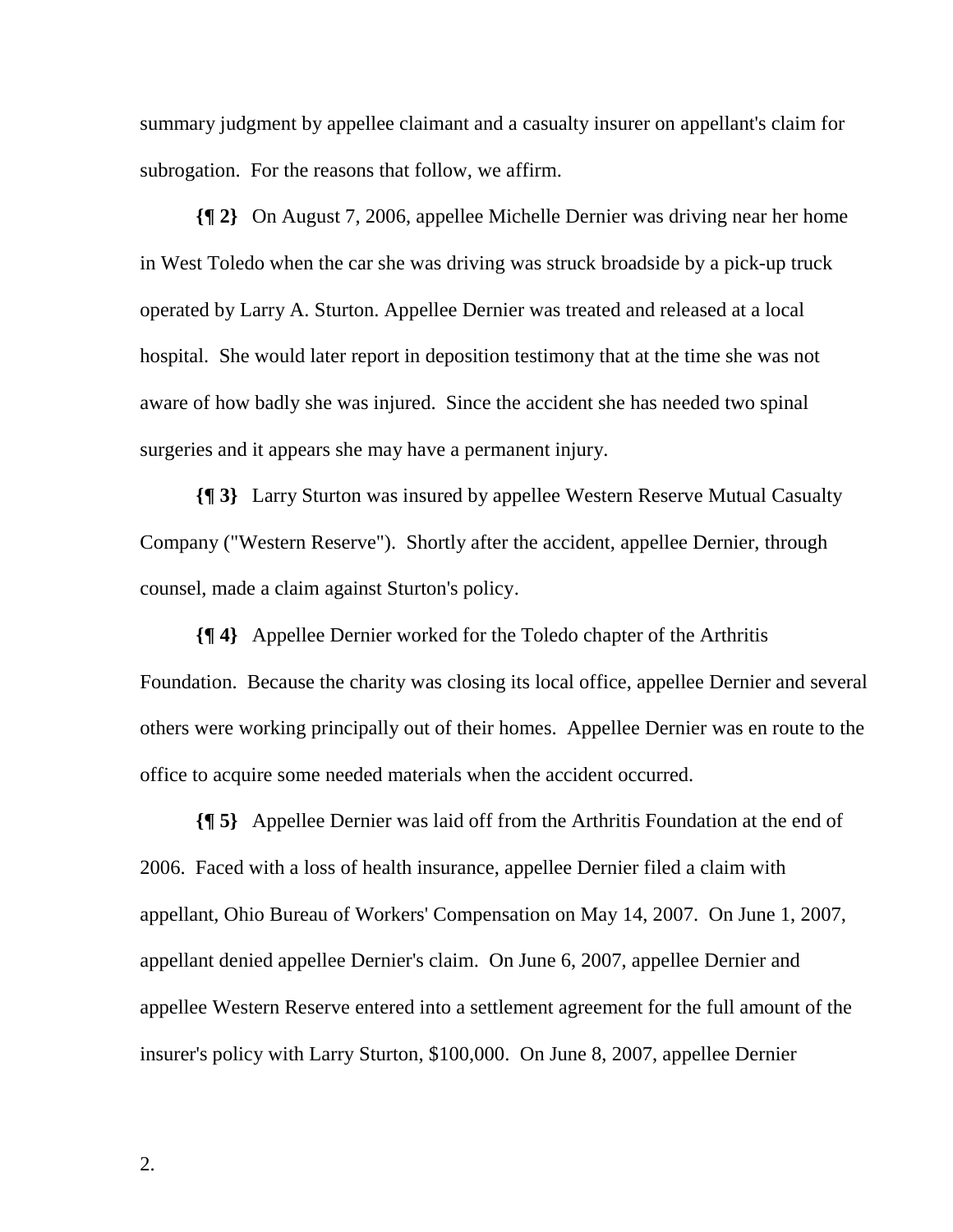summary judgment by appellee claimant and a casualty insurer on appellant's claim for subrogation. For the reasons that follow, we affirm.

**{¶ 2}** On August 7, 2006, appellee Michelle Dernier was driving near her home in West Toledo when the car she was driving was struck broadside by a pick-up truck operated by Larry A. Sturton. Appellee Dernier was treated and released at a local hospital. She would later report in deposition testimony that at the time she was not aware of how badly she was injured. Since the accident she has needed two spinal surgeries and it appears she may have a permanent injury.

**{¶ 3}** Larry Sturton was insured by appellee Western Reserve Mutual Casualty Company ("Western Reserve"). Shortly after the accident, appellee Dernier, through counsel, made a claim against Sturton's policy.

**{¶ 4}** Appellee Dernier worked for the Toledo chapter of the Arthritis Foundation. Because the charity was closing its local office, appellee Dernier and several others were working principally out of their homes. Appellee Dernier was en route to the office to acquire some needed materials when the accident occurred.

**{¶ 5}** Appellee Dernier was laid off from the Arthritis Foundation at the end of 2006. Faced with a loss of health insurance, appellee Dernier filed a claim with appellant, Ohio Bureau of Workers' Compensation on May 14, 2007. On June 1, 2007, appellant denied appellee Dernier's claim. On June 6, 2007, appellee Dernier and appellee Western Reserve entered into a settlement agreement for the full amount of the insurer's policy with Larry Sturton, $100,000. On June 8, 2007, appellee Dernier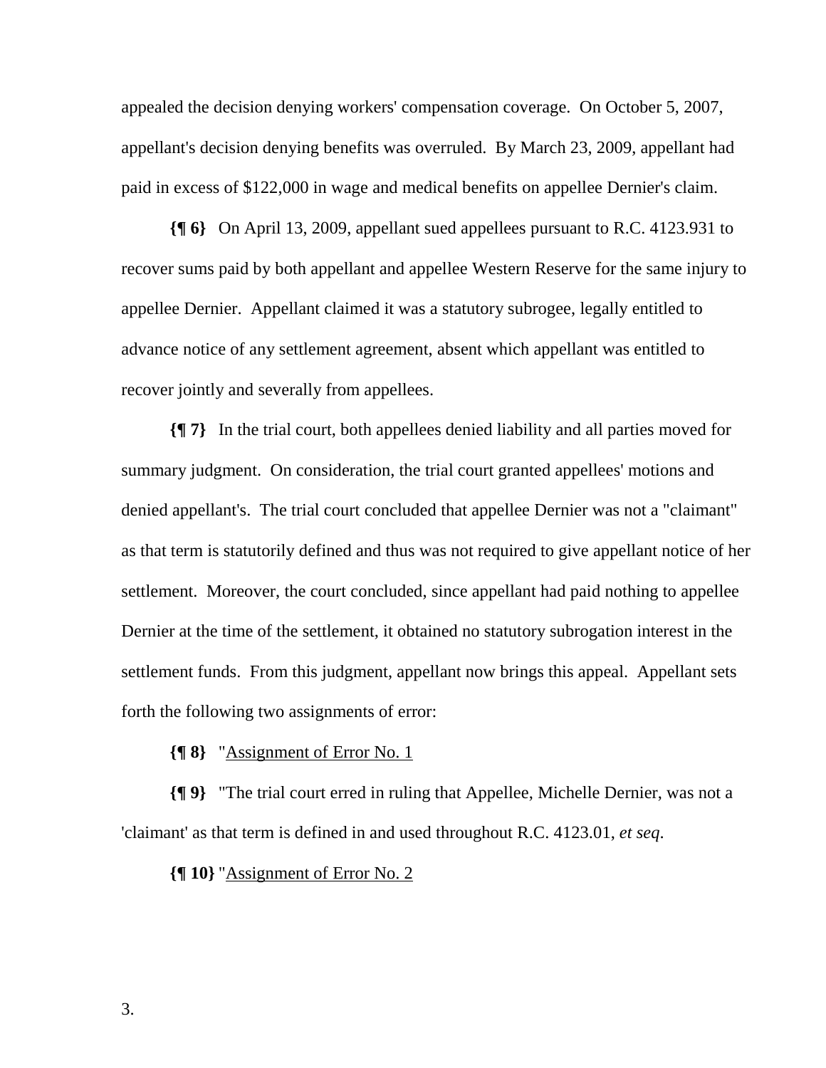appealed the decision denying workers' compensation coverage. On October 5, 2007, appellant's decision denying benefits was overruled. By March 23, 2009, appellant had paid in excess of $122,000 in wage and medical benefits on appellee Dernier's claim.

**{¶ 6}** On April 13, 2009, appellant sued appellees pursuant to R.C. 4123.931 to recover sums paid by both appellant and appellee Western Reserve for the same injury to appellee Dernier. Appellant claimed it was a statutory subrogee, legally entitled to advance notice of any settlement agreement, absent which appellant was entitled to recover jointly and severally from appellees.

**{¶ 7}** In the trial court, both appellees denied liability and all parties moved for summary judgment. On consideration, the trial court granted appellees' motions and denied appellant's. The trial court concluded that appellee Dernier was not a "claimant" as that term is statutorily defined and thus was not required to give appellant notice of her settlement. Moreover, the court concluded, since appellant had paid nothing to appellee Dernier at the time of the settlement, it obtained no statutory subrogation interest in the settlement funds. From this judgment, appellant now brings this appeal. Appellant sets forth the following two assignments of error:

**{¶ 8}** "Assignment of Error No. 1

**{¶ 9}** "The trial court erred in ruling that Appellee, Michelle Dernier, was not a 'claimant' as that term is defined in and used throughout R.C. 4123.01, *et seq*.

**{¶ 10}** "Assignment of Error No. 2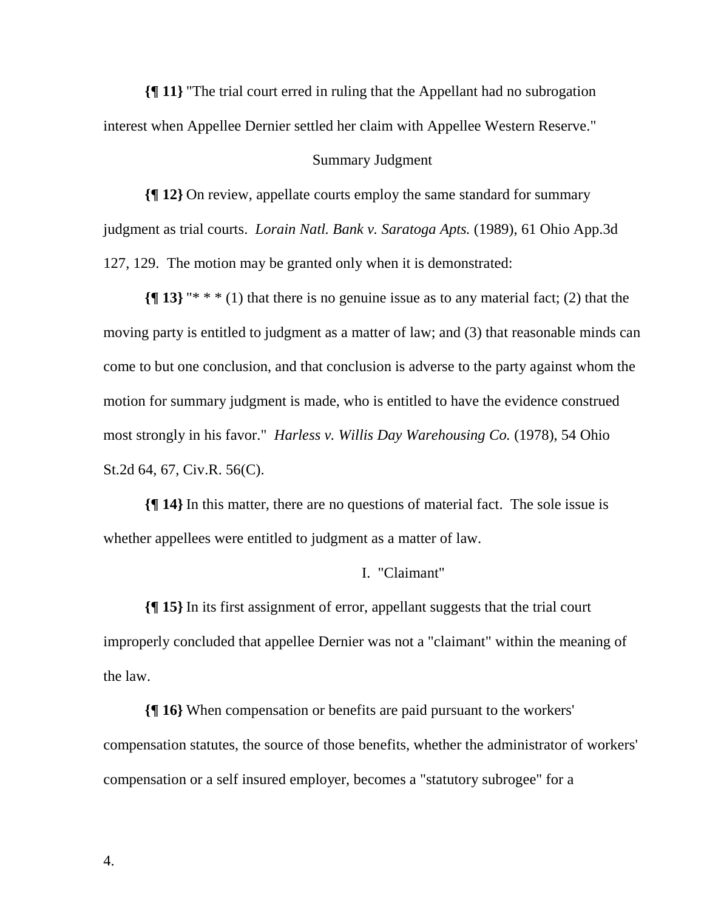**{¶ 11}** "The trial court erred in ruling that the Appellant had no subrogation interest when Appellee Dernier settled her claim with Appellee Western Reserve."

Summary Judgment

**{¶ 12}** On review, appellate courts employ the same standard for summary judgment as trial courts. *Lorain Natl. Bank v. Saratoga Apts.* (1989), 61 Ohio App.3d 127, 129. The motion may be granted only when it is demonstrated:

**{¶ 13}** "* * * (1) that there is no genuine issue as to any material fact; (2) that the moving party is entitled to judgment as a matter of law; and (3) that reasonable minds can come to but one conclusion, and that conclusion is adverse to the party against whom the motion for summary judgment is made, who is entitled to have the evidence construed most strongly in his favor." *Harless v. Willis Day Warehousing Co.* (1978), 54 Ohio St.2d 64, 67, Civ.R. 56(C).

**{¶ 14}** In this matter, there are no questions of material fact. The sole issue is whether appellees were entitled to judgment as a matter of law.

I. "Claimant"

**{¶ 15}** In its first assignment of error, appellant suggests that the trial court improperly concluded that appellee Dernier was not a "claimant" within the meaning of the law.

**{¶ 16}** When compensation or benefits are paid pursuant to the workers' compensation statutes, the source of those benefits, whether the administrator of workers' compensation or a self insured employer, becomes a "statutory subrogee" for a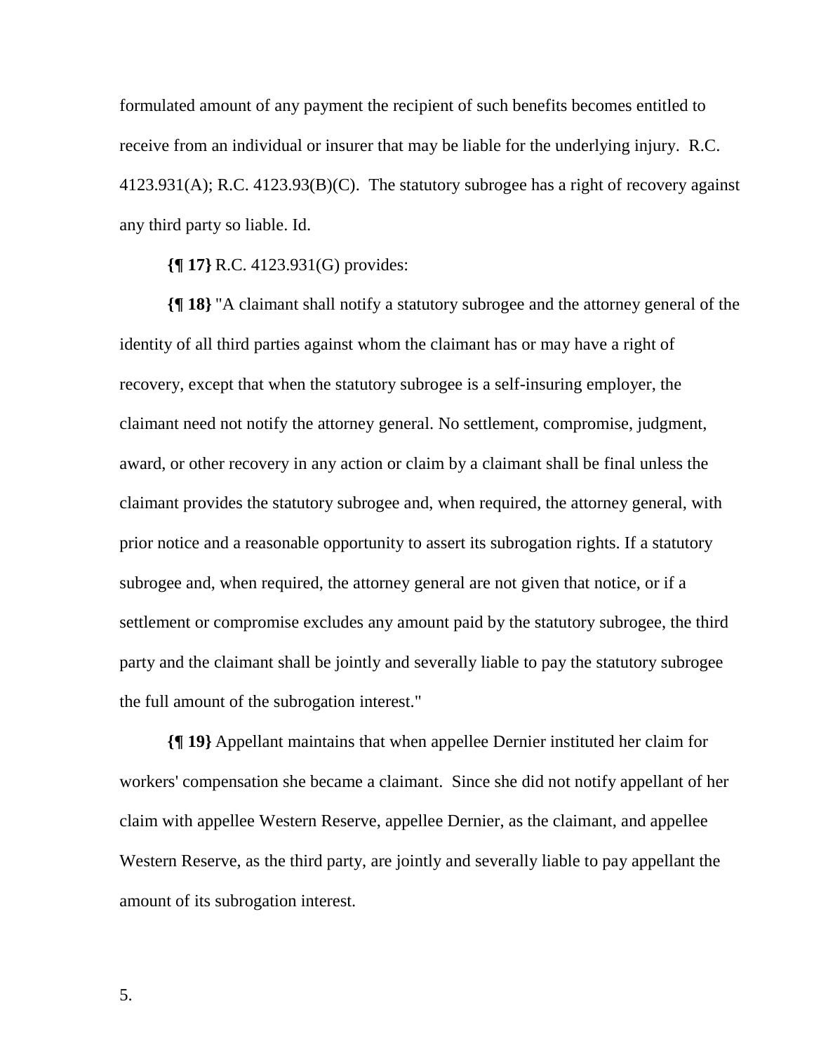formulated amount of any payment the recipient of such benefits becomes entitled to receive from an individual or insurer that may be liable for the underlying injury. R.C. 4123.931(A); R.C. 4123.93(B)(C). The statutory subrogee has a right of recovery against any third party so liable. Id.

**{¶ 17}** R.C. 4123.931(G) provides:

**{¶ 18}** "A claimant shall notify a statutory subrogee and the attorney general of the identity of all third parties against whom the claimant has or may have a right of recovery, except that when the statutory subrogee is a self-insuring employer, the claimant need not notify the attorney general. No settlement, compromise, judgment, award, or other recovery in any action or claim by a claimant shall be final unless the claimant provides the statutory subrogee and, when required, the attorney general, with prior notice and a reasonable opportunity to assert its subrogation rights. If a statutory subrogee and, when required, the attorney general are not given that notice, or if a settlement or compromise excludes any amount paid by the statutory subrogee, the third party and the claimant shall be jointly and severally liable to pay the statutory subrogee the full amount of the subrogation interest."

**{¶ 19}** Appellant maintains that when appellee Dernier instituted her claim for workers' compensation she became a claimant. Since she did not notify appellant of her claim with appellee Western Reserve, appellee Dernier, as the claimant, and appellee Western Reserve, as the third party, are jointly and severally liable to pay appellant the amount of its subrogation interest.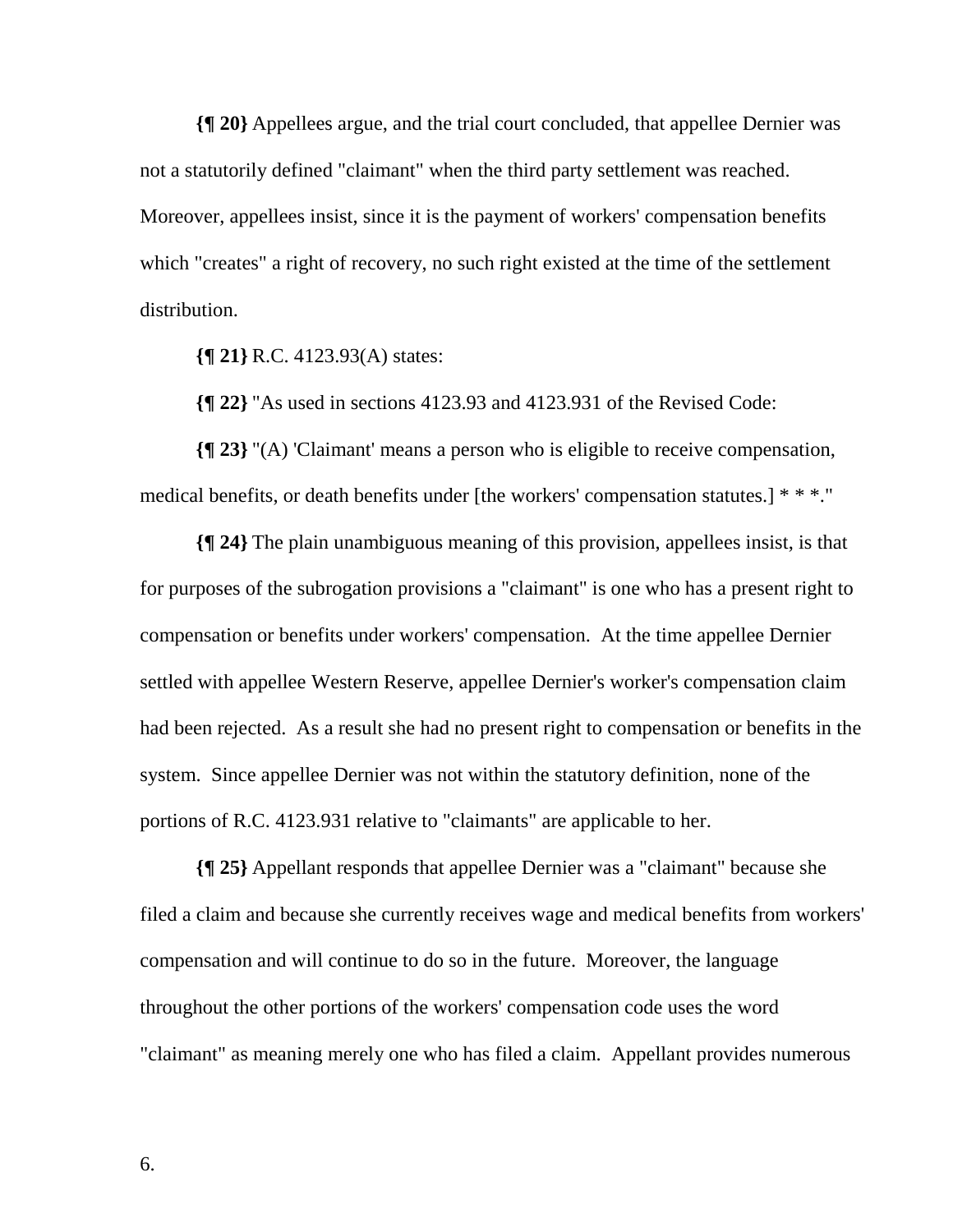**{¶ 20}** Appellees argue, and the trial court concluded, that appellee Dernier was not a statutorily defined "claimant" when the third party settlement was reached. Moreover, appellees insist, since it is the payment of workers' compensation benefits which "creates" a right of recovery, no such right existed at the time of the settlement distribution.

**{¶ 21}** R.C. 4123.93(A) states:

**{¶ 22}** "As used in sections 4123.93 and 4123.931 of the Revised Code:

**{¶ 23}** "(A) 'Claimant' means a person who is eligible to receive compensation, medical benefits, or death benefits under [the workers' compensation statutes.] * * *."

**{¶ 24}** The plain unambiguous meaning of this provision, appellees insist, is that for purposes of the subrogation provisions a "claimant" is one who has a present right to compensation or benefits under workers' compensation. At the time appellee Dernier settled with appellee Western Reserve, appellee Dernier's worker's compensation claim had been rejected. As a result she had no present right to compensation or benefits in the system. Since appellee Dernier was not within the statutory definition, none of the portions of R.C. 4123.931 relative to "claimants" are applicable to her.

**{¶ 25}** Appellant responds that appellee Dernier was a "claimant" because she filed a claim and because she currently receives wage and medical benefits from workers' compensation and will continue to do so in the future. Moreover, the language throughout the other portions of the workers' compensation code uses the word "claimant" as meaning merely one who has filed a claim. Appellant provides numerous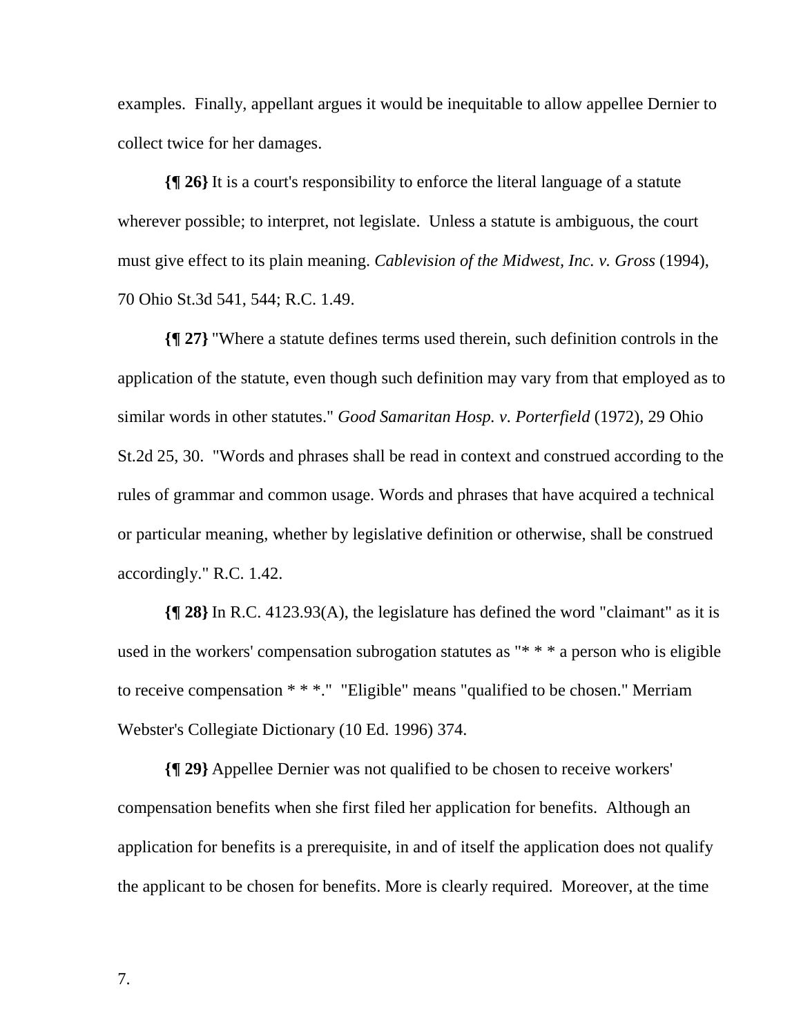examples. Finally, appellant argues it would be inequitable to allow appellee Dernier to collect twice for her damages.

**{¶ 26}** It is a court's responsibility to enforce the literal language of a statute wherever possible; to interpret, not legislate. Unless a statute is ambiguous, the court must give effect to its plain meaning. *Cablevision of the Midwest, Inc. v. Gross* (1994), 70 Ohio St.3d 541, 544; R.C. 1.49.

**{¶ 27}** "Where a statute defines terms used therein, such definition controls in the application of the statute, even though such definition may vary from that employed as to similar words in other statutes." *Good Samaritan Hosp. v. Porterfield* (1972), 29 Ohio St.2d 25, 30. "Words and phrases shall be read in context and construed according to the rules of grammar and common usage. Words and phrases that have acquired a technical or particular meaning, whether by legislative definition or otherwise, shall be construed accordingly." R.C. 1.42.

**{¶ 28}** In R.C. 4123.93(A), the legislature has defined the word "claimant" as it is used in the workers' compensation subrogation statutes as "* * * a person who is eligible to receive compensation * * *." "Eligible" means "qualified to be chosen." Merriam Webster's Collegiate Dictionary (10 Ed. 1996) 374.

**{¶ 29}** Appellee Dernier was not qualified to be chosen to receive workers' compensation benefits when she first filed her application for benefits. Although an application for benefits is a prerequisite, in and of itself the application does not qualify the applicant to be chosen for benefits. More is clearly required. Moreover, at the time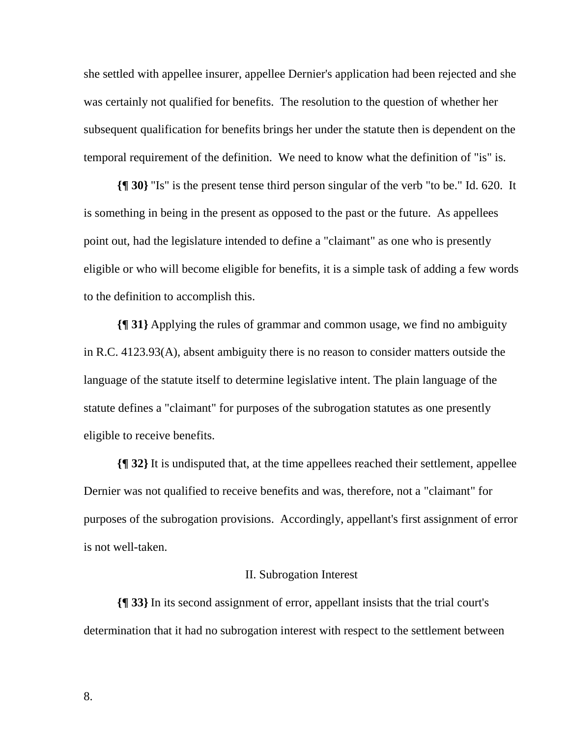she settled with appellee insurer, appellee Dernier's application had been rejected and she was certainly not qualified for benefits. The resolution to the question of whether her subsequent qualification for benefits brings her under the statute then is dependent on the temporal requirement of the definition. We need to know what the definition of "is" is.

**{¶ 30}** "Is" is the present tense third person singular of the verb "to be." Id. 620. It is something in being in the present as opposed to the past or the future. As appellees point out, had the legislature intended to define a "claimant" as one who is presently eligible or who will become eligible for benefits, it is a simple task of adding a few words to the definition to accomplish this.

**{¶ 31}** Applying the rules of grammar and common usage, we find no ambiguity in R.C. 4123.93(A), absent ambiguity there is no reason to consider matters outside the language of the statute itself to determine legislative intent. The plain language of the statute defines a "claimant" for purposes of the subrogation statutes as one presently eligible to receive benefits.

**{¶ 32}** It is undisputed that, at the time appellees reached their settlement, appellee Dernier was not qualified to receive benefits and was, therefore, not a "claimant" for purposes of the subrogation provisions. Accordingly, appellant's first assignment of error is not well-taken.

II. Subrogation Interest

**{¶ 33}** In its second assignment of error, appellant insists that the trial court's determination that it had no subrogation interest with respect to the settlement between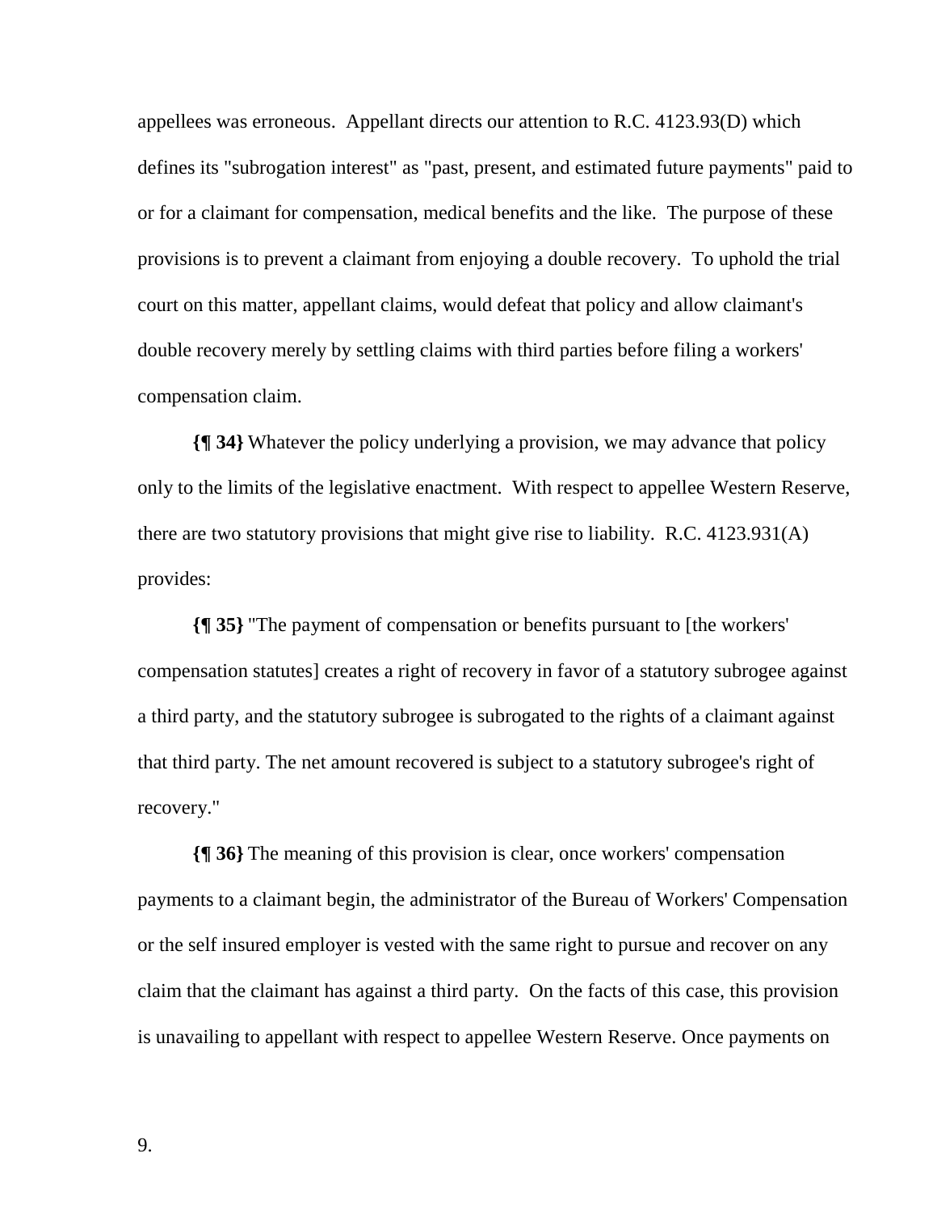appellees was erroneous. Appellant directs our attention to R.C. 4123.93(D) which defines its "subrogation interest" as "past, present, and estimated future payments" paid to or for a claimant for compensation, medical benefits and the like. The purpose of these provisions is to prevent a claimant from enjoying a double recovery. To uphold the trial court on this matter, appellant claims, would defeat that policy and allow claimant's double recovery merely by settling claims with third parties before filing a workers' compensation claim.

**{¶ 34}** Whatever the policy underlying a provision, we may advance that policy only to the limits of the legislative enactment. With respect to appellee Western Reserve, there are two statutory provisions that might give rise to liability. R.C. 4123.931(A) provides:

**{¶ 35}** "The payment of compensation or benefits pursuant to [the workers' compensation statutes] creates a right of recovery in favor of a statutory subrogee against a third party, and the statutory subrogee is subrogated to the rights of a claimant against that third party. The net amount recovered is subject to a statutory subrogee's right of recovery."

**{¶ 36}** The meaning of this provision is clear, once workers' compensation payments to a claimant begin, the administrator of the Bureau of Workers' Compensation or the self insured employer is vested with the same right to pursue and recover on any claim that the claimant has against a third party. On the facts of this case, this provision is unavailing to appellant with respect to appellee Western Reserve. Once payments on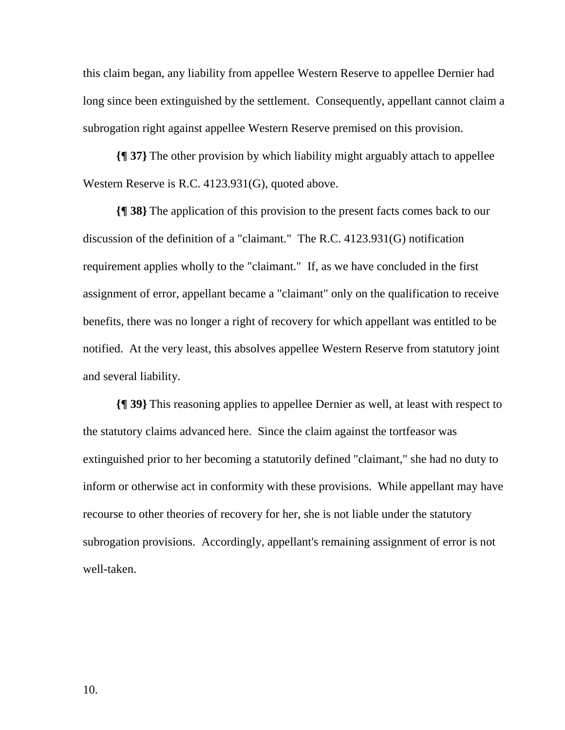this claim began, any liability from appellee Western Reserve to appellee Dernier had long since been extinguished by the settlement. Consequently, appellant cannot claim a subrogation right against appellee Western Reserve premised on this provision.

**{¶ 37}** The other provision by which liability might arguably attach to appellee Western Reserve is R.C. 4123.931(G), quoted above.

**{¶ 38}** The application of this provision to the present facts comes back to our discussion of the definition of a "claimant." The R.C. 4123.931(G) notification requirement applies wholly to the "claimant." If, as we have concluded in the first assignment of error, appellant became a "claimant" only on the qualification to receive benefits, there was no longer a right of recovery for which appellant was entitled to be notified. At the very least, this absolves appellee Western Reserve from statutory joint and several liability.

**{¶ 39}** This reasoning applies to appellee Dernier as well, at least with respect to the statutory claims advanced here. Since the claim against the tortfeasor was extinguished prior to her becoming a statutorily defined "claimant," she had no duty to inform or otherwise act in conformity with these provisions. While appellant may have recourse to other theories of recovery for her, she is not liable under the statutory subrogation provisions. Accordingly, appellant's remaining assignment of error is not well-taken.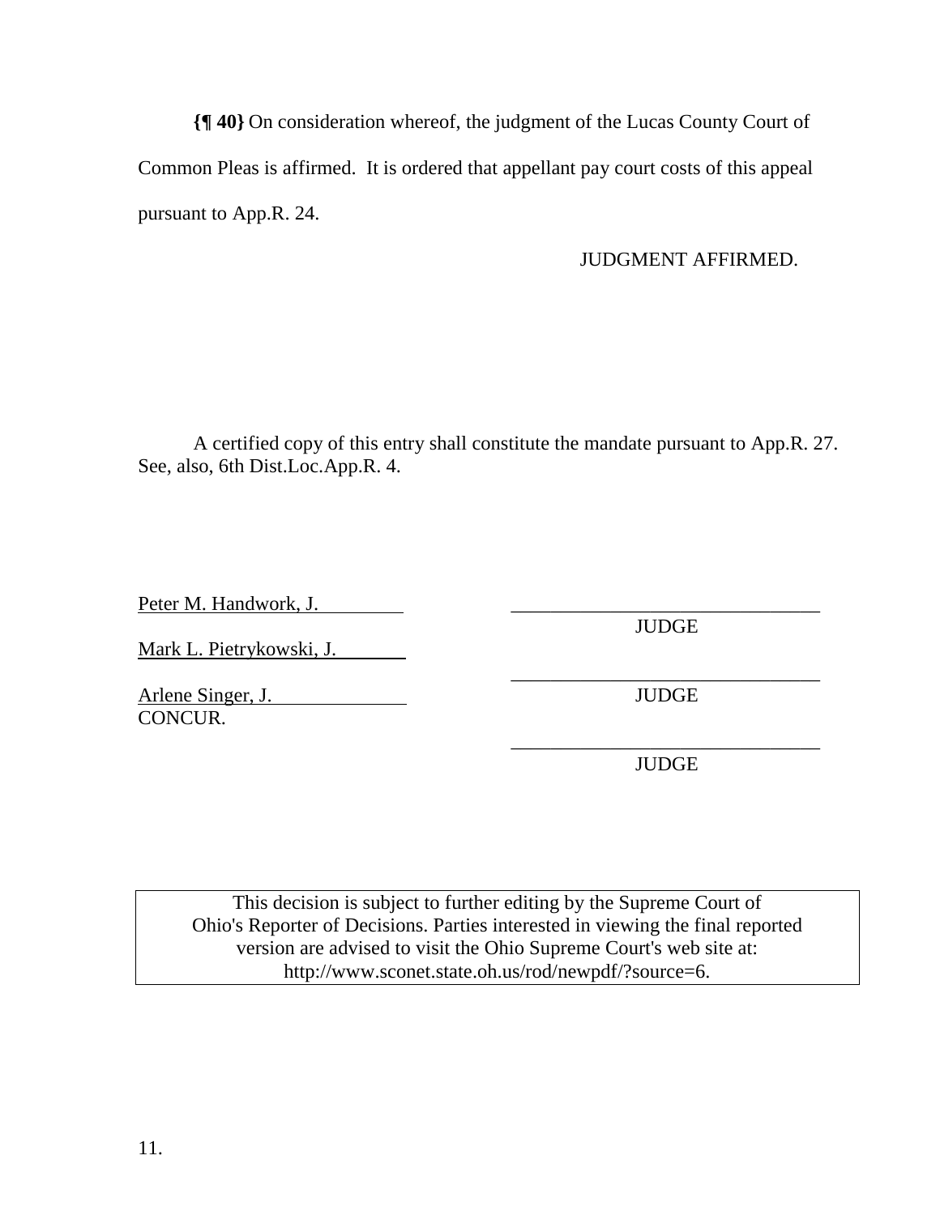**{¶ 40}** On consideration whereof, the judgment of the Lucas County Court of Common Pleas is affirmed. It is ordered that appellant pay court costs of this appeal pursuant to App.R. 24.

JUDGMENT AFFIRMED.

A certified copy of this entry shall constitute the mandate pursuant to App.R. 27. See, also, 6th Dist.Loc.App.R. 4.

| | |
|---|---|
| Peter M. Handwork, J. | _______________________________ JUDGE |
| Mark L. Pietrykowski, J. | |
| Arlene Singer, J. CONCUR. | _______________________________ JUDGE |
| | _______________________________ JUDGE |

This decision is subject to further editing by the Supreme Court of Ohio's Reporter of Decisions. Parties interested in viewing the final reported version are advised to visit the Ohio Supreme Court's web site at: http://www.sconet.state.oh.us/rod/newpdf/?source=6.